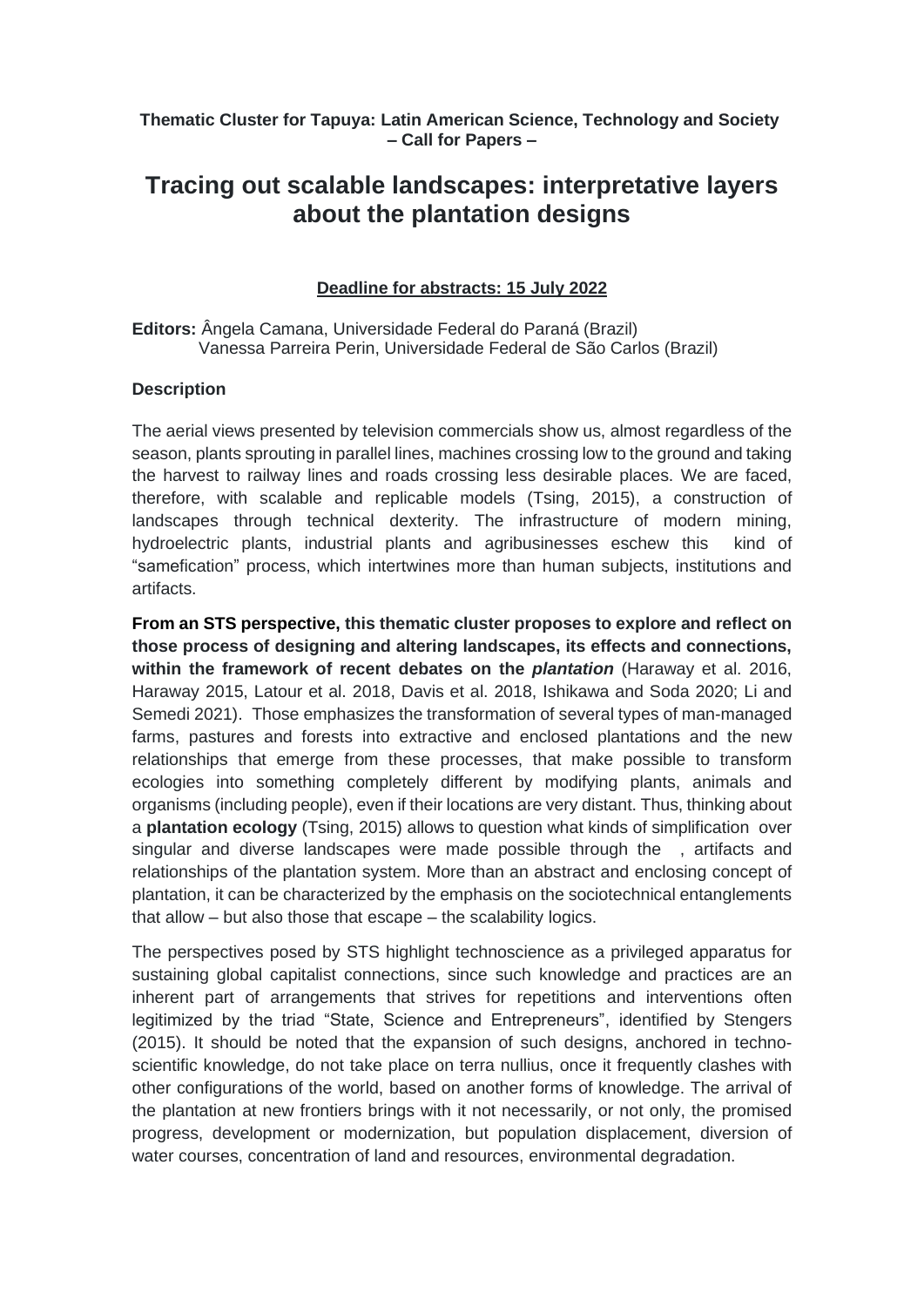**Thematic Cluster for Tapuya: Latin American Science, Technology and Society – Call for Papers –**

# Tracing out scalable landscapes: interpretative layers about the plantation designs

**Deadline for abstracts: 15 July 2022**

**Editors:** Ângela Camana, Universidade Federal do Paraná (Brazil)
Vanessa Parreira Perin, Universidade Federal de São Carlos (Brazil)

**Description**

The aerial views presented by television commercials show us, almost regardless of the season, plants sprouting in parallel lines, machines crossing low to the ground and taking the harvest to railway lines and roads crossing less desirable places. We are faced, therefore, with scalable and replicable models (Tsing, 2015), a construction of landscapes through technical dexterity. The infrastructure of modern mining, hydroelectric plants, industrial plants and agribusinesses eschew this kind of "samefication" process, which intertwines more than human subjects, institutions and artifacts.

**From an STS perspective, this thematic cluster proposes to explore and reflect on those process of designing and altering landscapes, its effects and connections, within the framework of recent debates on the *plantation*** (Haraway et al. 2016, Haraway 2015, Latour et al. 2018, Davis et al. 2018, Ishikawa and Soda 2020; Li and Semedi 2021). Those emphasizes the transformation of several types of man-managed farms, pastures and forests into extractive and enclosed plantations and the new relationships that emerge from these processes, that make possible to transform ecologies into something completely different by modifying plants, animals and organisms (including people), even if their locations are very distant. Thus, thinking about a **plantation ecology** (Tsing, 2015) allows to question what kinds of simplification over singular and diverse landscapes were made possible through the , artifacts and relationships of the plantation system. More than an abstract and enclosing concept of plantation, it can be characterized by the emphasis on the sociotechnical entanglements that allow – but also those that escape – the scalability logics.

The perspectives posed by STS highlight technoscience as a privileged apparatus for sustaining global capitalist connections, since such knowledge and practices are an inherent part of arrangements that strives for repetitions and interventions often legitimized by the triad "State, Science and Entrepreneurs", identified by Stengers (2015). It should be noted that the expansion of such designs, anchored in techno-scientific knowledge, do not take place on terra nullius, once it frequently clashes with other configurations of the world, based on another forms of knowledge. The arrival of the plantation at new frontiers brings with it not necessarily, or not only, the promised progress, development or modernization, but population displacement, diversion of water courses, concentration of land and resources, environmental degradation.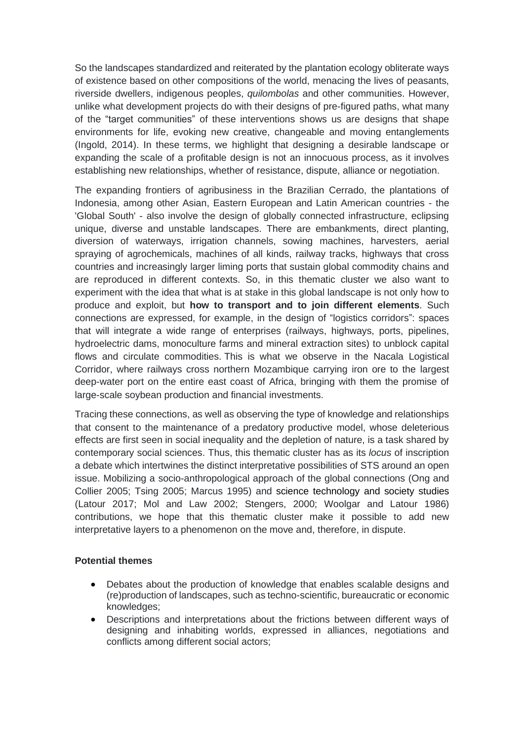So the landscapes standardized and reiterated by the plantation ecology obliterate ways of existence based on other compositions of the world, menacing the lives of peasants, riverside dwellers, indigenous peoples, *quilombolas* and other communities. However, unlike what development projects do with their designs of pre-figured paths, what many of the "target communities" of these interventions shows us are designs that shape environments for life, evoking new creative, changeable and moving entanglements (Ingold, 2014). In these terms, we highlight that designing a desirable landscape or expanding the scale of a profitable design is not an innocuous process, as it involves establishing new relationships, whether of resistance, dispute, alliance or negotiation.

The expanding frontiers of agribusiness in the Brazilian Cerrado, the plantations of Indonesia, among other Asian, Eastern European and Latin American countries - the 'Global South' - also involve the design of globally connected infrastructure, eclipsing unique, diverse and unstable landscapes. There are embankments, direct planting, diversion of waterways, irrigation channels, sowing machines, harvesters, aerial spraying of agrochemicals, machines of all kinds, railway tracks, highways that cross countries and increasingly larger liming ports that sustain global commodity chains and are reproduced in different contexts. So, in this thematic cluster we also want to experiment with the idea that what is at stake in this global landscape is not only how to produce and exploit, but **how to transport and to join different elements**. Such connections are expressed, for example, in the design of "logistics corridors": spaces that will integrate a wide range of enterprises (railways, highways, ports, pipelines, hydroelectric dams, monoculture farms and mineral extraction sites) to unblock capital flows and circulate commodities. This is what we observe in the Nacala Logistical Corridor, where railways cross northern Mozambique carrying iron ore to the largest deep-water port on the entire east coast of Africa, bringing with them the promise of large-scale soybean production and financial investments.

Tracing these connections, as well as observing the type of knowledge and relationships that consent to the maintenance of a predatory productive model, whose deleterious effects are first seen in social inequality and the depletion of nature, is a task shared by contemporary social sciences. Thus, this thematic cluster has as its *locus* of inscription a debate which intertwines the distinct interpretative possibilities of STS around an open issue. Mobilizing a socio-anthropological approach of the global connections (Ong and Collier 2005; Tsing 2005; Marcus 1995) and science technology and society studies (Latour 2017; Mol and Law 2002; Stengers, 2000; Woolgar and Latour 1986) contributions, we hope that this thematic cluster make it possible to add new interpretative layers to a phenomenon on the move and, therefore, in dispute.

**Potential themes**

- Debates about the production of knowledge that enables scalable designs and (re)production of landscapes, such as techno-scientific, bureaucratic or economic knowledges;
- Descriptions and interpretations about the frictions between different ways of designing and inhabiting worlds, expressed in alliances, negotiations and conflicts among different social actors;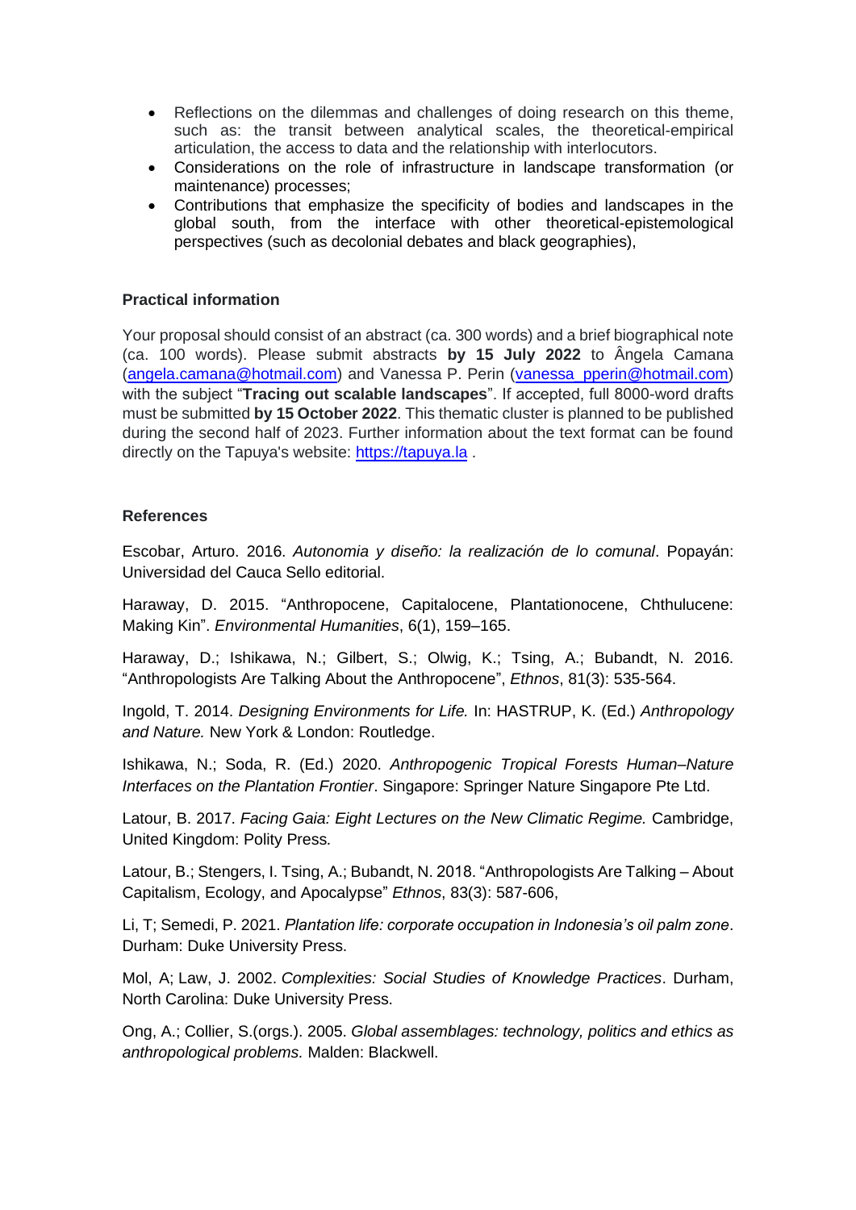- Reflections on the dilemmas and challenges of doing research on this theme, such as: the transit between analytical scales, the theoretical-empirical articulation, the access to data and the relationship with interlocutors.
- Considerations on the role of infrastructure in landscape transformation (or maintenance) processes;
- Contributions that emphasize the specificity of bodies and landscapes in the global south, from the interface with other theoretical-epistemological perspectives (such as decolonial debates and black geographies),

**Practical information**

Your proposal should consist of an abstract (ca. 300 words) and a brief biographical note (ca. 100 words). Please submit abstracts **by 15 July 2022** to Ângela Camana (angela.camana@hotmail.com) and Vanessa P. Perin (vanessa_pperin@hotmail.com) with the subject "**Tracing out scalable landscapes**". If accepted, full 8000-word drafts must be submitted **by 15 October 2022**. This thematic cluster is planned to be published during the second half of 2023. Further information about the text format can be found directly on the Tapuya's website: https://tapuya.la .

**References**

Escobar, Arturo. 2016. *Autonomia y diseño: la realización de lo comunal*. Popayán: Universidad del Cauca Sello editorial.

Haraway, D. 2015. "Anthropocene, Capitalocene, Plantationocene, Chthulucene: Making Kin". *Environmental Humanities*, 6(1), 159–165.

Haraway, D.; Ishikawa, N.; Gilbert, S.; Olwig, K.; Tsing, A.; Bubandt, N. 2016. "Anthropologists Are Talking About the Anthropocene", *Ethnos*, 81(3): 535-564.

Ingold, T. 2014. *Designing Environments for Life.* In: HASTRUP, K. (Ed.) *Anthropology and Nature.* New York & London: Routledge.

Ishikawa, N.; Soda, R. (Ed.) 2020. *Anthropogenic Tropical Forests Human–Nature Interfaces on the Plantation Frontier*. Singapore: Springer Nature Singapore Pte Ltd.

Latour, B. 2017. *Facing Gaia: Eight Lectures on the New Climatic Regime.* Cambridge, United Kingdom: Polity Press.

Latour, B.; Stengers, I. Tsing, A.; Bubandt, N. 2018. "Anthropologists Are Talking – About Capitalism, Ecology, and Apocalypse" *Ethnos*, 83(3): 587-606,

Li, T; Semedi, P. 2021. *Plantation life: corporate occupation in Indonesia's oil palm zone*. Durham: Duke University Press.

Mol, A; Law, J. 2002. *Complexities: Social Studies of Knowledge Practices*. Durham, North Carolina: Duke University Press.

Ong, A.; Collier, S.(orgs.). 2005. *Global assemblages: technology, politics and ethics as anthropological problems.* Malden: Blackwell.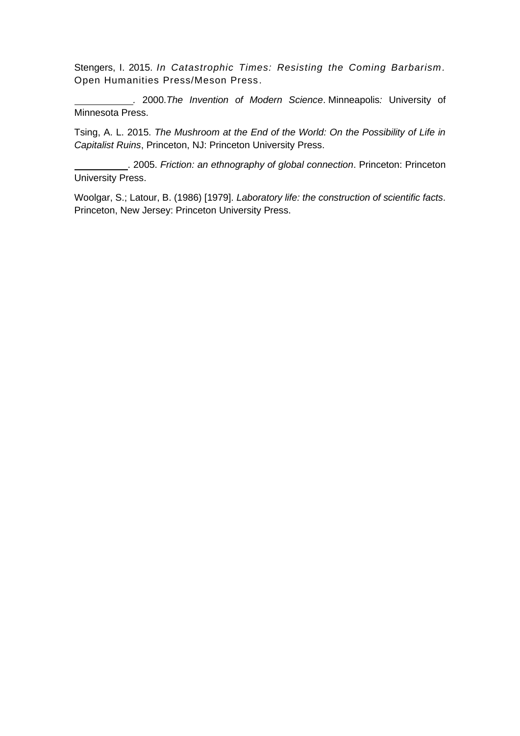Stengers, I. 2015. *In Catastrophic Times: Resisting the Coming Barbarism*. Open Humanities Press/Meson Press.

__________. 2000.*The Invention of Modern Science*. Minneapolis*:* University of Minnesota Press.

Tsing, A. L. 2015. *The Mushroom at the End of the World: On the Possibility of Life in Capitalist Ruins*, Princeton, NJ: Princeton University Press.

__________. 2005. *Friction: an ethnography of global connection*. Princeton: Princeton University Press.

Woolgar, S.; Latour, B. (1986) [1979]. *Laboratory life: the construction of scientific facts*. Princeton, New Jersey: Princeton University Press.